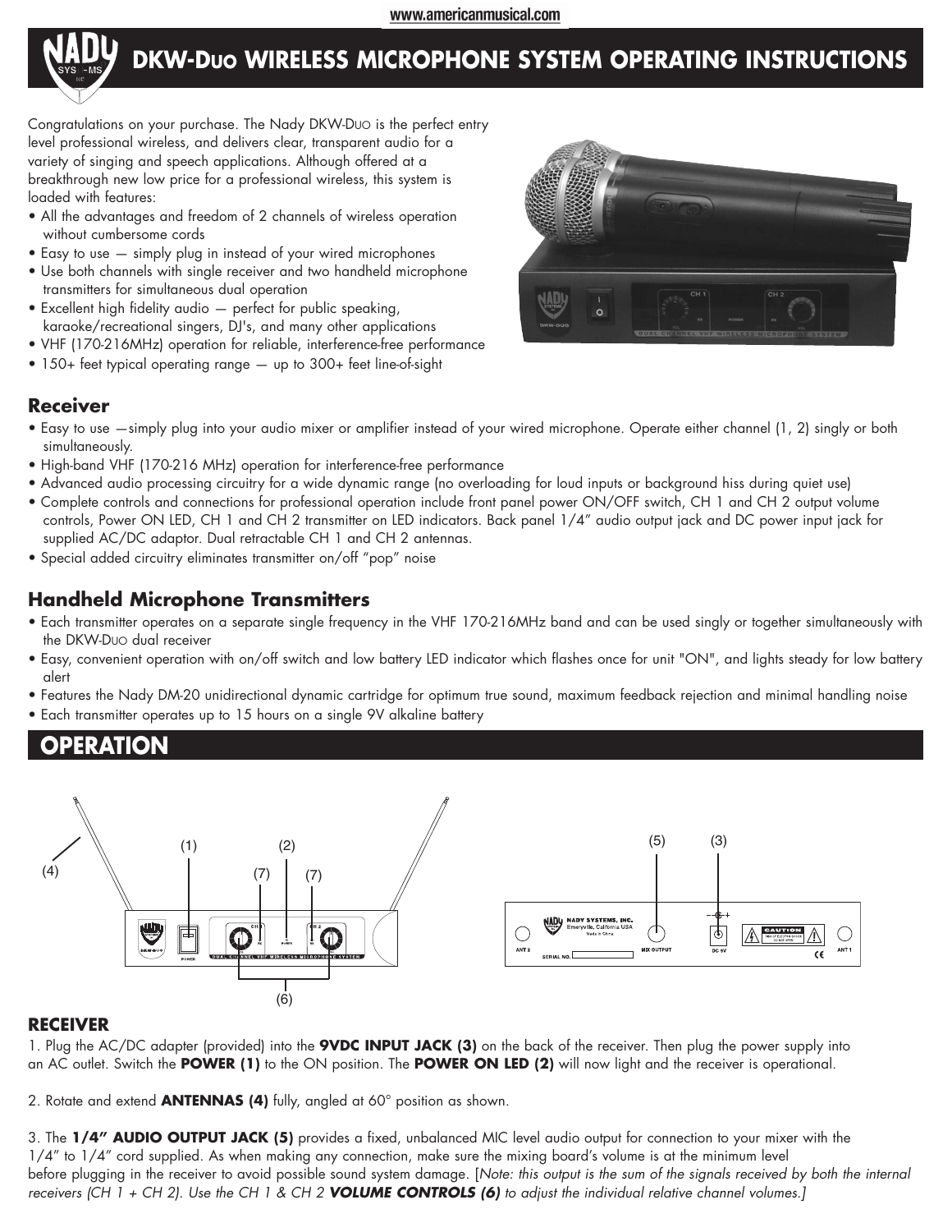# DKW-DUO WIRELESS MICROPHONE SYSTEM OPERATING INSTRUCTIONS

Congratulations on your purchase. The Nady DKW-DUO is the perfect entry level professional wireless, and delivers clear, transparent audio for a variety of singing and speech applications. Although offered at a breakthrough new low price for a professional wireless, this system is loaded with features:

- All the advantages and freedom of 2 channels of wireless operation without cumbersome cords
- Easy to use — simply plug in instead of your wired microphones
- Use both channels with single receiver and two handheld microphone transmitters for simultaneous dual operation
- Excellent high fidelity audio — perfect for public speaking, karaoke/recreational singers, DJ's, and many other applications
- VHF (170-216MHz) operation for reliable, interference-free performance
- 150+ feet typical operating range — up to 300+ feet line-of-sight

## Receiver

- Easy to use —simply plug into your audio mixer or amplifier instead of your wired microphone. Operate either channel (1, 2) singly or both simultaneously.
- High-band VHF (170-216 MHz) operation for interference-free performance
- Advanced audio processing circuitry for a wide dynamic range (no overloading for loud inputs or background hiss during quiet use)
- Complete controls and connections for professional operation include front panel power ON/OFF switch, CH 1 and CH 2 output volume controls, Power ON LED, CH 1 and CH 2 transmitter on LED indicators. Back panel 1/4" audio output jack and DC power input jack for supplied AC/DC adaptor. Dual retractable CH 1 and CH 2 antennas.
- Special added circuitry eliminates transmitter on/off "pop" noise

## Handheld Microphone Transmitters

- Each transmitter operates on a separate single frequency in the VHF 170-216MHz band and can be used singly or together simultaneously with the DKW-DUO dual receiver
- Easy, convenient operation with on/off switch and low battery LED indicator which flashes once for unit "ON", and lights steady for low battery alert
- Features the Nady DM-20 unidirectional dynamic cartridge for optimum true sound, maximum feedback rejection and minimal handling noise
- Each transmitter operates up to 15 hours on a single 9V alkaline battery

# OPERATION

### RECEIVER

1. Plug the AC/DC adapter (provided) into the **9VDC INPUT JACK (3)** on the back of the receiver. Then plug the power supply into an AC outlet. Switch the **POWER (1)** to the ON position. The **POWER ON LED (2)** will now light and the receiver is operational.

2. Rotate and extend **ANTENNAS (4)** fully, angled at 60° position as shown.

3. The **1/4" AUDIO OUTPUT JACK (5)** provides a fixed, unbalanced MIC level audio output for connection to your mixer with the 1/4" to 1/4" cord supplied. As when making any connection, make sure the mixing board's volume is at the minimum level before plugging in the receiver to avoid possible sound system damage. [*Note: this output is the sum of the signals received by both the internal receivers (CH 1 + CH 2). Use the CH 1 & CH 2* ***VOLUME CONTROLS (6)*** *to adjust the individual relative channel volumes.]*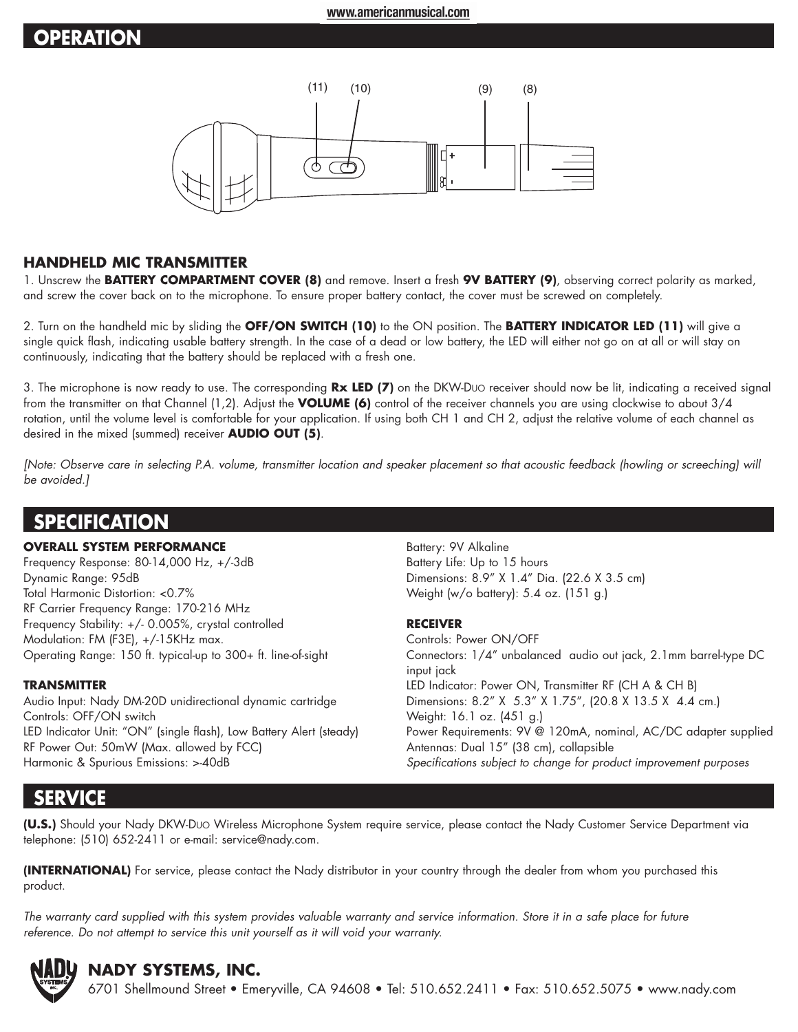# OPERATION

(11) (10) (9) (8)

### HANDHELD MIC TRANSMITTER

1. Unscrew the **BATTERY COMPARTMENT COVER (8)** and remove. Insert a fresh **9V BATTERY (9)**, observing correct polarity as marked, and screw the cover back on to the microphone. To ensure proper battery contact, the cover must be screwed on completely.

2. Turn on the handheld mic by sliding the **OFF/ON SWITCH (10)** to the ON position. The **BATTERY INDICATOR LED (11)** will give a single quick flash, indicating usable battery strength. In the case of a dead or low battery, the LED will either not go on at all or will stay on continuously, indicating that the battery should be replaced with a fresh one.

3. The microphone is now ready to use. The corresponding **Rx LED (7)** on the DKW-DUO receiver should now be lit, indicating a received signal from the transmitter on that Channel (1,2). Adjust the **VOLUME (6)** control of the receiver channels you are using clockwise to about 3/4 rotation, until the volume level is comfortable for your application. If using both CH 1 and CH 2, adjust the relative volume of each channel as desired in the mixed (summed) receiver **AUDIO OUT (5)**.

*[Note: Observe care in selecting P.A. volume, transmitter location and speaker placement so that acoustic feedback (howling or screeching) will be avoided.]*

# SPECIFICATION

### OVERALL SYSTEM PERFORMANCE

Frequency Response: 80-14,000 Hz, +/-3dB
Dynamic Range: 95dB
Total Harmonic Distortion: <0.7%
RF Carrier Frequency Range: 170-216 MHz
Frequency Stability: +/- 0.005%, crystal controlled
Modulation: FM (F3E), +/-15KHz max.
Operating Range: 150 ft. typical-up to 300+ ft. line-of-sight

### TRANSMITTER

Audio Input: Nady DM-20D unidirectional dynamic cartridge
Controls: OFF/ON switch
LED Indicator Unit: "ON" (single flash), Low Battery Alert (steady)
RF Power Out: 50mW (Max. allowed by FCC)
Harmonic & Spurious Emissions: >-40dB
Battery: 9V Alkaline
Battery Life: Up to 15 hours
Dimensions: 8.9" X 1.4" Dia. (22.6 X 3.5 cm)
Weight (w/o battery): 5.4 oz. (151 g.)

### RECEIVER

Controls: Power ON/OFF
Connectors: 1/4" unbalanced audio out jack, 2.1mm barrel-type DC input jack
LED Indicator: Power ON, Transmitter RF (CH A & CH B)
Dimensions: 8.2" X 5.3" X 1.75", (20.8 X 13.5 X 4.4 cm.)
Weight: 16.1 oz. (451 g.)
Power Requirements: 9V @ 120mA, nominal, AC/DC adapter supplied
Antennas: Dual 15" (38 cm), collapsible
*Specifications subject to change for product improvement purposes*

# SERVICE

**(U.S.)** Should your Nady DKW-DUO Wireless Microphone System require service, please contact the Nady Customer Service Department via telephone: (510) 652-2411 or e-mail: service@nady.com.

**(INTERNATIONAL)** For service, please contact the Nady distributor in your country through the dealer from whom you purchased this product.

*The warranty card supplied with this system provides valuable warranty and service information. Store it in a safe place for future reference. Do not attempt to service this unit yourself as it will void your warranty.*

**NADY SYSTEMS, INC.**
6701 Shellmound Street • Emeryville, CA 94608 • Tel: 510.652.2411 • Fax: 510.652.5075 • www.nady.com